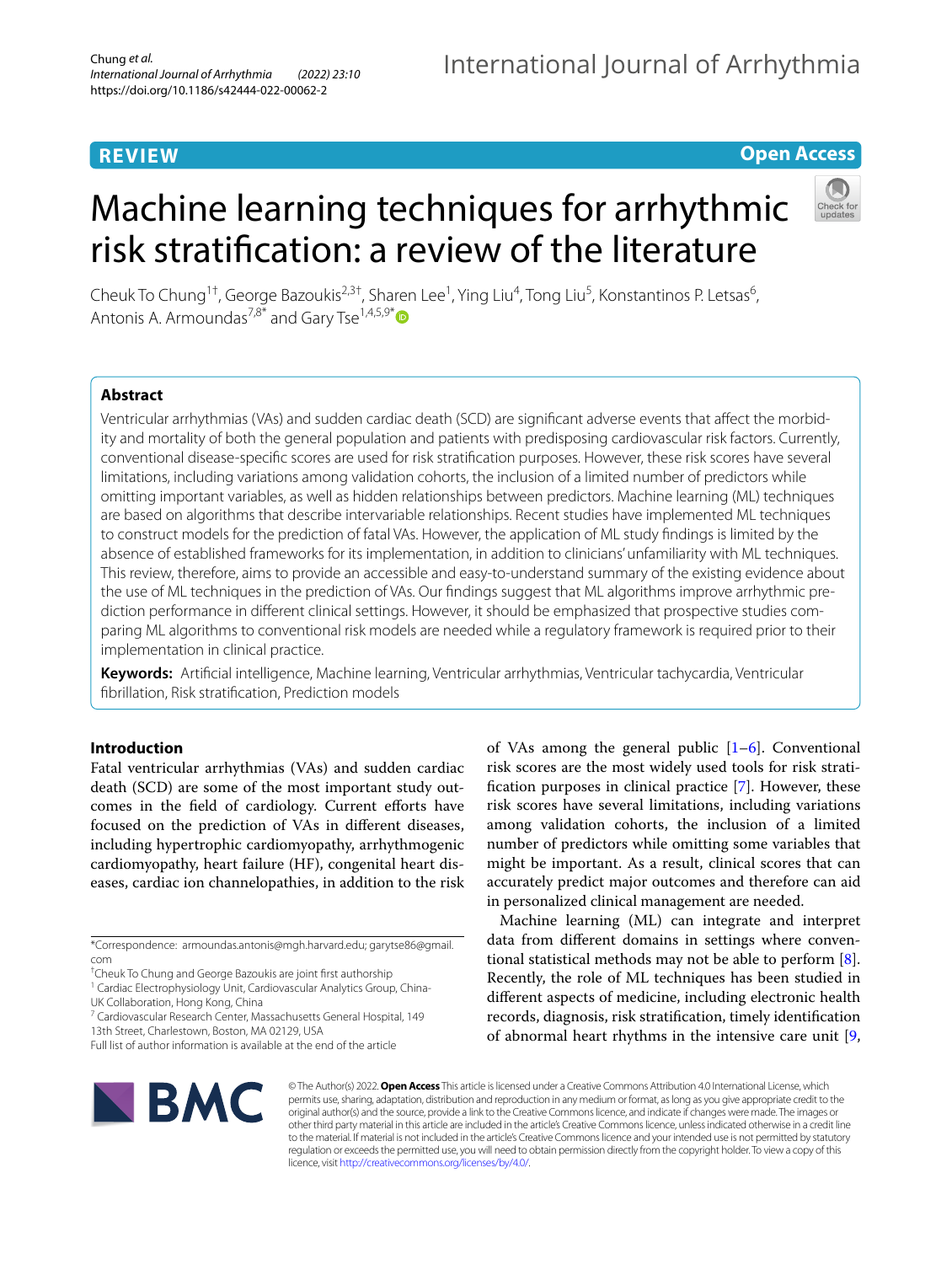REVIEW

Open Access

# Machine learning techniques for arrhythmic risk stratification: a review of the literature

Cheuk To Chung[1†], George Bazoukis[2,3†], Sharen Lee[1], Ying Liu[4], Tong Liu[5], Konstantinos P. Letsas[6], Antonis A. Armoundas[7,8*] and Gary Tse[1,4,5,9*]

## Abstract

Ventricular arrhythmias (VAs) and sudden cardiac death (SCD) are significant adverse events that affect the morbidity and mortality of both the general population and patients with predisposing cardiovascular risk factors. Currently, conventional disease-specific scores are used for risk stratification purposes. However, these risk scores have several limitations, including variations among validation cohorts, the inclusion of a limited number of predictors while omitting important variables, as well as hidden relationships between predictors. Machine learning (ML) techniques are based on algorithms that describe intervariable relationships. Recent studies have implemented ML techniques to construct models for the prediction of fatal VAs. However, the application of ML study findings is limited by the absence of established frameworks for its implementation, in addition to clinicians' unfamiliarity with ML techniques. This review, therefore, aims to provide an accessible and easy-to-understand summary of the existing evidence about the use of ML techniques in the prediction of VAs. Our findings suggest that ML algorithms improve arrhythmic prediction performance in different clinical settings. However, it should be emphasized that prospective studies comparing ML algorithms to conventional risk models are needed while a regulatory framework is required prior to their implementation in clinical practice.

**Keywords:** Artificial intelligence, Machine learning, Ventricular arrhythmias, Ventricular tachycardia, Ventricular fibrillation, Risk stratification, Prediction models

## Introduction

Fatal ventricular arrhythmias (VAs) and sudden cardiac death (SCD) are some of the most important study outcomes in the field of cardiology. Current efforts have focused on the prediction of VAs in different diseases, including hypertrophic cardiomyopathy, arrhythmogenic cardiomyopathy, heart failure (HF), congenital heart diseases, cardiac ion channelopathies, in addition to the risk of VAs among the general public [1–6]. Conventional risk scores are the most widely used tools for risk stratification purposes in clinical practice [7]. However, these risk scores have several limitations, including variations among validation cohorts, the inclusion of a limited number of predictors while omitting some variables that might be important. As a result, clinical scores that can accurately predict major outcomes and therefore can aid in personalized clinical management are needed.

Machine learning (ML) can integrate and interpret data from different domains in settings where conventional statistical methods may not be able to perform [8]. Recently, the role of ML techniques has been studied in different aspects of medicine, including electronic health records, diagnosis, risk stratification, timely identification of abnormal heart rhythms in the intensive care unit [9,

*Correspondence: armoundas.antonis@mgh.harvard.edu; garytse86@gmail.com

†Cheuk To Chung and George Bazoukis are joint first authorship

[1] Cardiac Electrophysiology Unit, Cardiovascular Analytics Group, China-UK Collaboration, Hong Kong, China

[7] Cardiovascular Research Center, Massachusetts General Hospital, 149 13th Street, Charlestown, Boston, MA 02129, USA

Full list of author information is available at the end of the article

© The Author(s) 2022. **Open Access** This article is licensed under a Creative Commons Attribution 4.0 International License, which permits use, sharing, adaptation, distribution and reproduction in any medium or format, as long as you give appropriate credit to the original author(s) and the source, provide a link to the Creative Commons licence, and indicate if changes were made. The images or other third party material in this article are included in the article's Creative Commons licence, unless indicated otherwise in a credit line to the material. If material is not included in the article's Creative Commons licence and your intended use is not permitted by statutory regulation or exceeds the permitted use, you will need to obtain permission directly from the copyright holder. To view a copy of this licence, visit http://creativecommons.org/licenses/by/4.0/.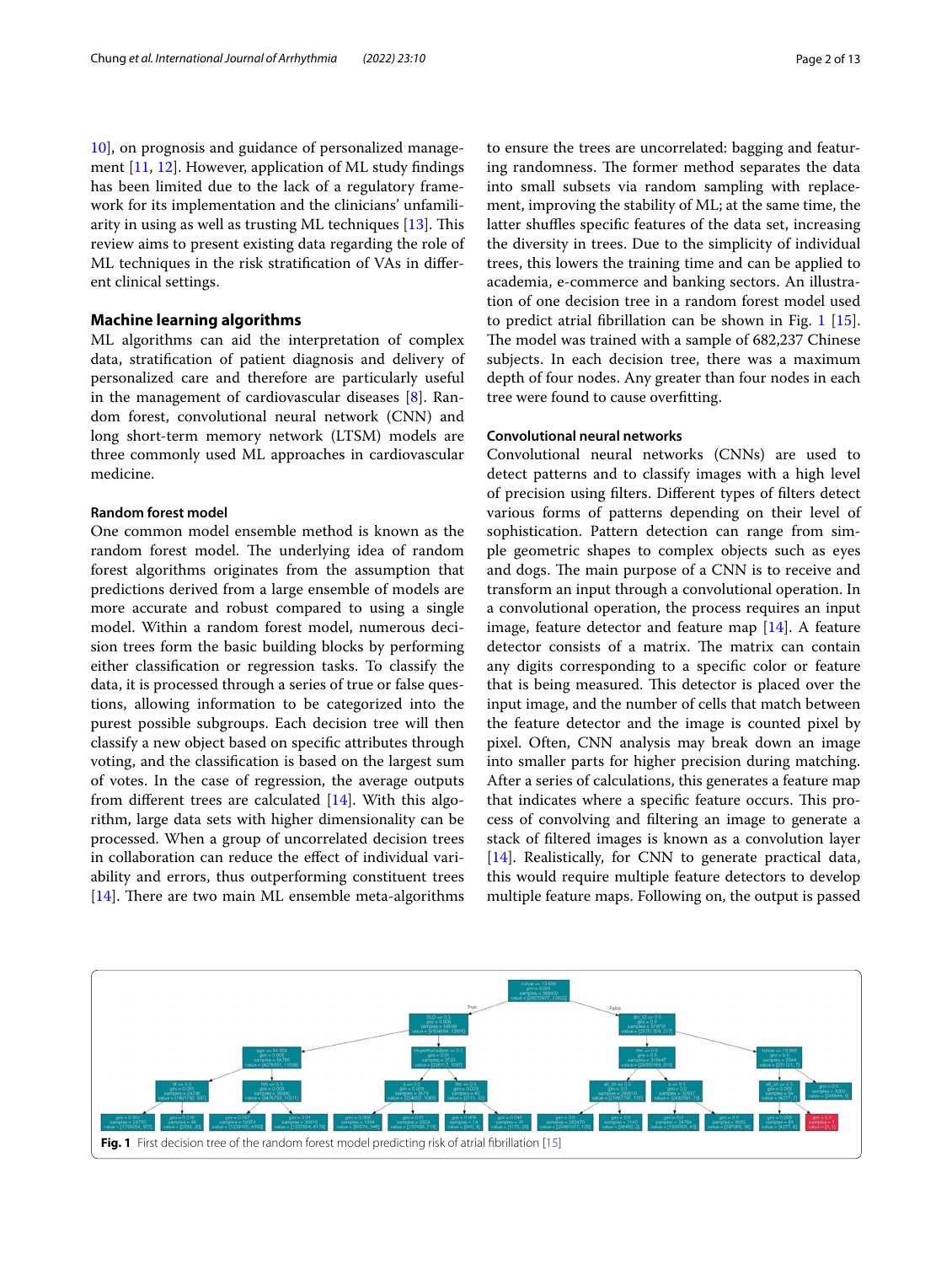10], on prognosis and guidance of personalized management [11, 12]. However, application of ML study findings has been limited due to the lack of a regulatory framework for its implementation and the clinicians' unfamiliarity in using as well as trusting ML techniques [13]. This review aims to present existing data regarding the role of ML techniques in the risk stratification of VAs in different clinical settings.

## Machine learning algorithms

ML algorithms can aid the interpretation of complex data, stratification of patient diagnosis and delivery of personalized care and therefore are particularly useful in the management of cardiovascular diseases [8]. Random forest, convolutional neural network (CNN) and long short-term memory network (LTSM) models are three commonly used ML approaches in cardiovascular medicine.

### Random forest model

One common model ensemble method is known as the random forest model. The underlying idea of random forest algorithms originates from the assumption that predictions derived from a large ensemble of models are more accurate and robust compared to using a single model. Within a random forest model, numerous decision trees form the basic building blocks by performing either classification or regression tasks. To classify the data, it is processed through a series of true or false questions, allowing information to be categorized into the purest possible subgroups. Each decision tree will then classify a new object based on specific attributes through voting, and the classification is based on the largest sum of votes. In the case of regression, the average outputs from different trees are calculated [14]. With this algorithm, large data sets with higher dimensionality can be processed. When a group of uncorrelated decision trees in collaboration can reduce the effect of individual variability and errors, thus outperforming constituent trees [14]. There are two main ML ensemble meta-algorithms to ensure the trees are uncorrelated: bagging and featuring randomness. The former method separates the data into small subsets via random sampling with replacement, improving the stability of ML; at the same time, the latter shuffles specific features of the data set, increasing the diversity in trees. Due to the simplicity of individual trees, this lowers the training time and can be applied to academia, e-commerce and banking sectors. An illustration of one decision tree in a random forest model used to predict atrial fibrillation can be shown in Fig. 1 [15]. The model was trained with a sample of 682,237 Chinese subjects. In each decision tree, there was a maximum depth of four nodes. Any greater than four nodes in each tree were found to cause overfitting.

### Convolutional neural networks

Convolutional neural networks (CNNs) are used to detect patterns and to classify images with a high level of precision using filters. Different types of filters detect various forms of patterns depending on their level of sophistication. Pattern detection can range from simple geometric shapes to complex objects such as eyes and dogs. The main purpose of a CNN is to receive and transform an input through a convolutional operation. In a convolutional operation, the process requires an input image, feature detector and feature map [14]. A feature detector consists of a matrix. The matrix can contain any digits corresponding to a specific color or feature that is being measured. This detector is placed over the input image, and the number of cells that match between the feature detector and the image is counted pixel by pixel. Often, CNN analysis may break down an image into smaller parts for higher precision during matching. After a series of calculations, this generates a feature map that indicates where a specific feature occurs. This process of convolving and filtering an image to generate a stack of filtered images is known as a convolution layer [14]. Realistically, for CNN to generate practical data, this would require multiple feature detectors to develop multiple feature maps. Following on, the output is passed

**Fig. 1** First decision tree of the random forest model predicting risk of atrial fibrillation [15]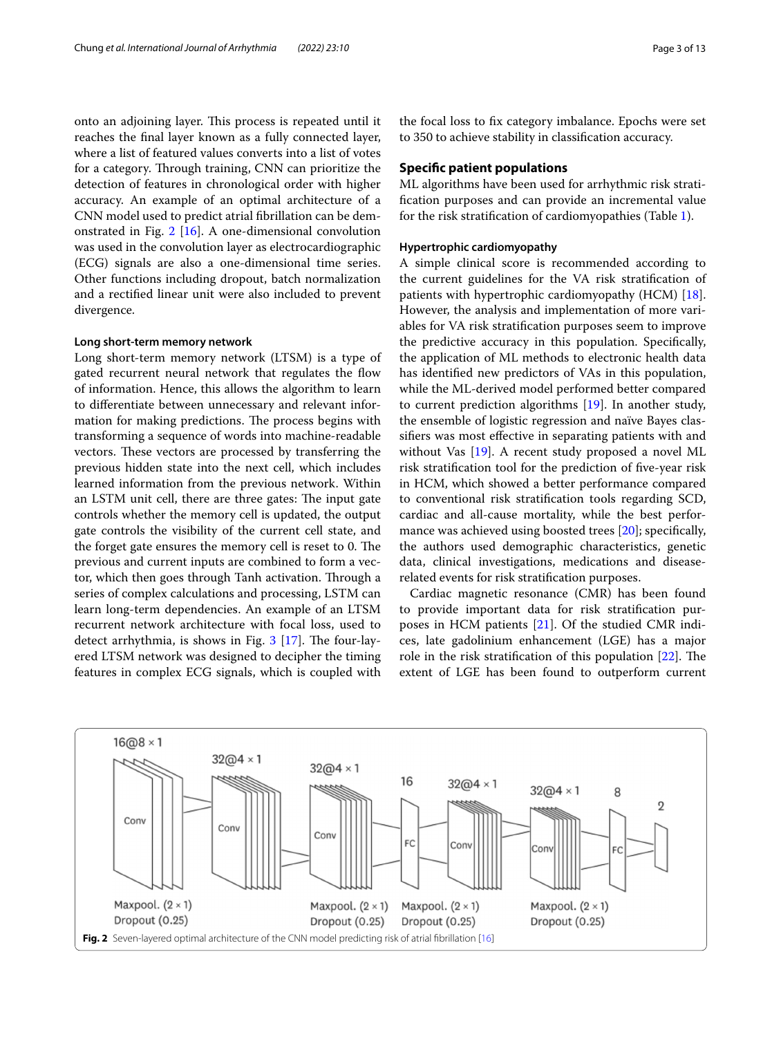onto an adjoining layer. This process is repeated until it reaches the final layer known as a fully connected layer, where a list of featured values converts into a list of votes for a category. Through training, CNN can prioritize the detection of features in chronological order with higher accuracy. An example of an optimal architecture of a CNN model used to predict atrial fibrillation can be demonstrated in Fig. 2 [16]. A one-dimensional convolution was used in the convolution layer as electrocardiographic (ECG) signals are also a one-dimensional time series. Other functions including dropout, batch normalization and a rectified linear unit were also included to prevent divergence.

#### Long short-term memory network

Long short-term memory network (LTSM) is a type of gated recurrent neural network that regulates the flow of information. Hence, this allows the algorithm to learn to differentiate between unnecessary and relevant information for making predictions. The process begins with transforming a sequence of words into machine-readable vectors. These vectors are processed by transferring the previous hidden state into the next cell, which includes learned information from the previous network. Within an LSTM unit cell, there are three gates: The input gate controls whether the memory cell is updated, the output gate controls the visibility of the current cell state, and the forget gate ensures the memory cell is reset to 0. The previous and current inputs are combined to form a vector, which then goes through Tanh activation. Through a series of complex calculations and processing, LSTM can learn long-term dependencies. An example of an LTSM recurrent network architecture with focal loss, used to detect arrhythmia, is shows in Fig. 3 [17]. The four-layered LTSM network was designed to decipher the timing features in complex ECG signals, which is coupled with the focal loss to fix category imbalance. Epochs were set to 350 to achieve stability in classification accuracy.

### Specific patient populations

ML algorithms have been used for arrhythmic risk stratification purposes and can provide an incremental value for the risk stratification of cardiomyopathies (Table 1).

#### Hypertrophic cardiomyopathy

A simple clinical score is recommended according to the current guidelines for the VA risk stratification of patients with hypertrophic cardiomyopathy (HCM) [18]. However, the analysis and implementation of more variables for VA risk stratification purposes seem to improve the predictive accuracy in this population. Specifically, the application of ML methods to electronic health data has identified new predictors of VAs in this population, while the ML-derived model performed better compared to current prediction algorithms [19]. In another study, the ensemble of logistic regression and naïve Bayes classifiers was most effective in separating patients with and without Vas [19]. A recent study proposed a novel ML risk stratification tool for the prediction of five-year risk in HCM, which showed a better performance compared to conventional risk stratification tools regarding SCD, cardiac and all-cause mortality, while the best performance was achieved using boosted trees [20]; specifically, the authors used demographic characteristics, genetic data, clinical investigations, medications and disease-related events for risk stratification purposes.

Cardiac magnetic resonance (CMR) has been found to provide important data for risk stratification purposes in HCM patients [21]. Of the studied CMR indices, late gadolinium enhancement (LGE) has a major role in the risk stratification of this population [22]. The extent of LGE has been found to outperform current

**Fig. 2** Seven-layered optimal architecture of the CNN model predicting risk of atrial fibrillation [16]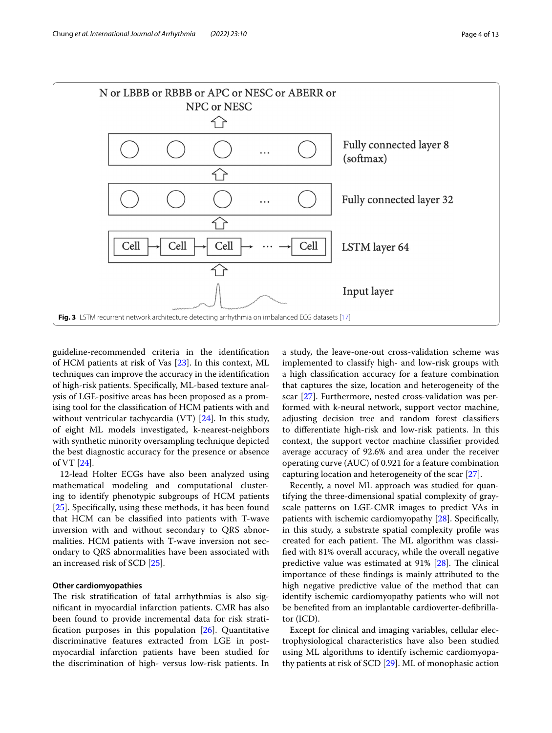N or LBBB or RBBB or APC or NESC or ABERR or NPC or NESC

Fully connected layer 8 (softmax)

Fully connected layer 32

LSTM layer 64

Input layer

**Fig. 3** LSTM recurrent network architecture detecting arrhythmia on imbalanced ECG datasets [17]

guideline-recommended criteria in the identification of HCM patients at risk of Vas [23]. In this context, ML techniques can improve the accuracy in the identification of high-risk patients. Specifically, ML-based texture analysis of LGE-positive areas has been proposed as a promising tool for the classification of HCM patients with and without ventricular tachycardia (VT) [24]. In this study, of eight ML models investigated, k-nearest-neighbors with synthetic minority oversampling technique depicted the best diagnostic accuracy for the presence or absence of VT [24].

12-lead Holter ECGs have also been analyzed using mathematical modeling and computational clustering to identify phenotypic subgroups of HCM patients [25]. Specifically, using these methods, it has been found that HCM can be classified into patients with T-wave inversion with and without secondary to QRS abnormalities. HCM patients with T-wave inversion not secondary to QRS abnormalities have been associated with an increased risk of SCD [25].

#### Other cardiomyopathies

The risk stratification of fatal arrhythmias is also significant in myocardial infarction patients. CMR has also been found to provide incremental data for risk stratification purposes in this population [26]. Quantitative discriminative features extracted from LGE in post-myocardial infarction patients have been studied for the discrimination of high- versus low-risk patients. In a study, the leave-one-out cross-validation scheme was implemented to classify high- and low-risk groups with a high classification accuracy for a feature combination that captures the size, location and heterogeneity of the scar [27]. Furthermore, nested cross-validation was performed with k-neural network, support vector machine, adjusting decision tree and random forest classifiers to differentiate high-risk and low-risk patients. In this context, the support vector machine classifier provided average accuracy of 92.6% and area under the receiver operating curve (AUC) of 0.921 for a feature combination capturing location and heterogeneity of the scar [27].

Recently, a novel ML approach was studied for quantifying the three-dimensional spatial complexity of grayscale patterns on LGE-CMR images to predict VAs in patients with ischemic cardiomyopathy [28]. Specifically, in this study, a substrate spatial complexity profile was created for each patient. The ML algorithm was classified with 81% overall accuracy, while the overall negative predictive value was estimated at 91% [28]. The clinical importance of these findings is mainly attributed to the high negative predictive value of the method that can identify ischemic cardiomyopathy patients who will not be benefited from an implantable cardioverter-defibrillator (ICD).

Except for clinical and imaging variables, cellular electrophysiological characteristics have also been studied using ML algorithms to identify ischemic cardiomyopathy patients at risk of SCD [29]. ML of monophasic action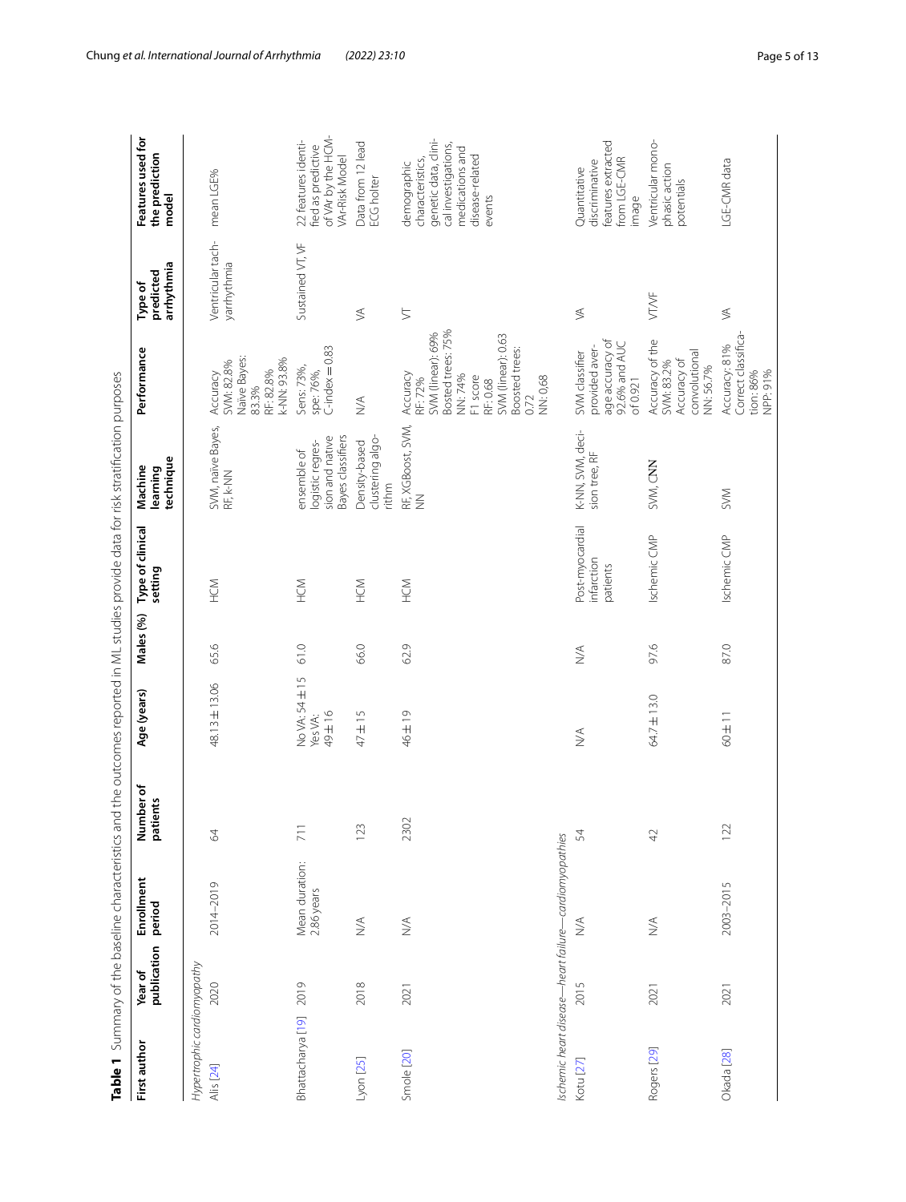**Table 1** Summary of the baseline characteristics and the outcomes reported in ML studies provide data for risk stratification purposes

| First author | Year of publication | Enrollment period | Number of patients | Age (years) | Males (%) | Type of clinical setting | Machine learning technique | Performance | Type of predicted arrhythmia | Features used for the prediction model |
|---|---|---|---|---|---|---|---|---|---|---|
| *Hypertrophic cardiomyopathy* | | | | | | | | | | |
| Alis [24] | 2020 | 2014–2019 | 64 | 48.13 ± 13.06 | 65.6 | HCM | SVM, naïve Bayes, RF, k-NN | Accuracy SVM: 82.8% Naïve Bayes: 83.3% RF: 82.8% k-NN: 93.8% | Ventricular tachyarrhythmia | mean LGE% |
| Bhattacharya [19] | 2019 | Mean duration: 2.86 years | 711 | No VA: 54 ± 15 Yes VA: 49 ± 16 | 61.0 | HCM | ensemble of logistic regression and naïve Bayes classifiers | Sens: 73%, spe: 76%, C-index = 0.83 | Sustained VT, VF | 22 features identified as predictive of VAr by the HCM-VAr-Risk Model |
| Lyon [25] | 2018 | N/A | 123 | 47 ± 15 | 66.0 | HCM | Density-based clustering algorithm | N/A | VA | Data from 12 lead ECG holter |
| Smole [20] | 2021 | N/A | 2302 | 46 ± 19 | 62.9 | HCM | RF, XGBoost, SVM, NN | Accuracy RF: 72% SVM (linear): 69% Bosted trees: 75% NN: 74% F1 score RF: 0.68 SVM (linear): 0.63 Boosted trees: 0.72 NN: 0,68 | VT | demographic characteristics, genetic data, clinical investigations, medications and disease-related events |
| *Ischemic heart disease—heart failure—cardiomyopathies* | | | | | | | | | | |
| Kotu [27] | 2015 | N/A | 54 | N/A | N/A | Post-myocardial infarction patients | K-NN, SVM, decision tree, RF | SVM classifier provided average accuracy of 92.6% and AUC of 0.921 | VA | Quantitative discriminative features extracted from LGE-CMR image |
| Rogers [29] | 2021 | N/A | 42 | 64.7 ± 13.0 | 97.6 | Ischemic CMP | SVM, CNN | Accuracy of the SVM: 83.2% Accuracy of convolutional NN: 56.7% | VT/VF | Ventricular monophasic action potentials |
| Okada [28] | 2021 | 2003–2015 | 122 | 60 ± 11 | 87.0 | Ischemic CMP | SVM | Accuracy: 81% Correct classification: 86% NPP: 91% | VA | LGE-CMR data |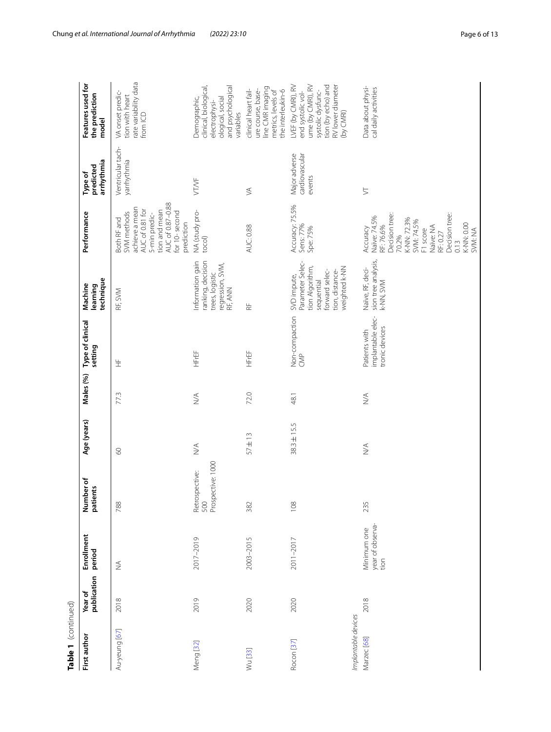**Table 1** (continued)

| First author | Year of publication | Enrollment period | Number of patients | Age (years) | Males (%) | Type of clinical setting | Machine learning technique | Performance | Type of predicted arrhythmia | Features used for the prediction model |
|---|---|---|---|---|---|---|---|---|---|---|
| Au-yeung [67] | 2018 | NA | 788 | 60 | 77.3 | HF | RF, SVM | Both RF and SVM methods achieve a mean AUC of 0.81 for 5-min prediction and mean AUC of 0.87–0.88 for 10- second prediction | Ventricular tachyarrhythmia | VA onset prediction with heart rate variability data from ICD |
| Meng [32] | 2019 | 2017–2019 | Retrospective: 500 Prospective: 1000 | N/A | N/A | HFrEF | Information gain ranking, decision trees, logistic regression, SVM, RF, ANN | NA (study protocol) | VT/VF | Demographic, clinical, biological, electrophysiological, social and psychological variables |
| Wu [33] | 2020 | 2003–2015 | 382 | 57 ± 13 | 72.0 | HFrEF | RF | AUC: 0.88 | VA | clinical heart failure course, baseline CMR imaging metrics, levels of the interleukin-6 |
| Rocon [37] | 2020 | 2011–2017 | 108 | 38.3 ± 15.5 | 48.1 | Non-compaction CMP | SVD impute, Parameter Selection Algorithm, sequential forward selection, distance-weighted k-NN | Accuracy: 75.5% Sens: 77% Spe: 75% | Major adverse cardiovascular events | LVEF (by CMRI), RV end systolic volume (by CMRI), RV systolic dysfunction (by echo) and RV lower diameter (by CMRI) |
| *Implantable devices* | | | | | | | | | | |
| Marzec [68] | 2018 | Minimum one year of observation | 235 | N/A | N/A | Patients with implantable electronic devices | Naïve, RF, decision tree analysis, k-NN, SVM | Accuracy Naïve: 74.5% RF: 76.6% Decision tree: 70.2% K-NN: 72.3% SVM: 74.5% F1 score Naïve: NA RF: 0.27 Decision tree: 0.13 K-NN: 0.00 SVM: NA | VT | Data about physical daily activities |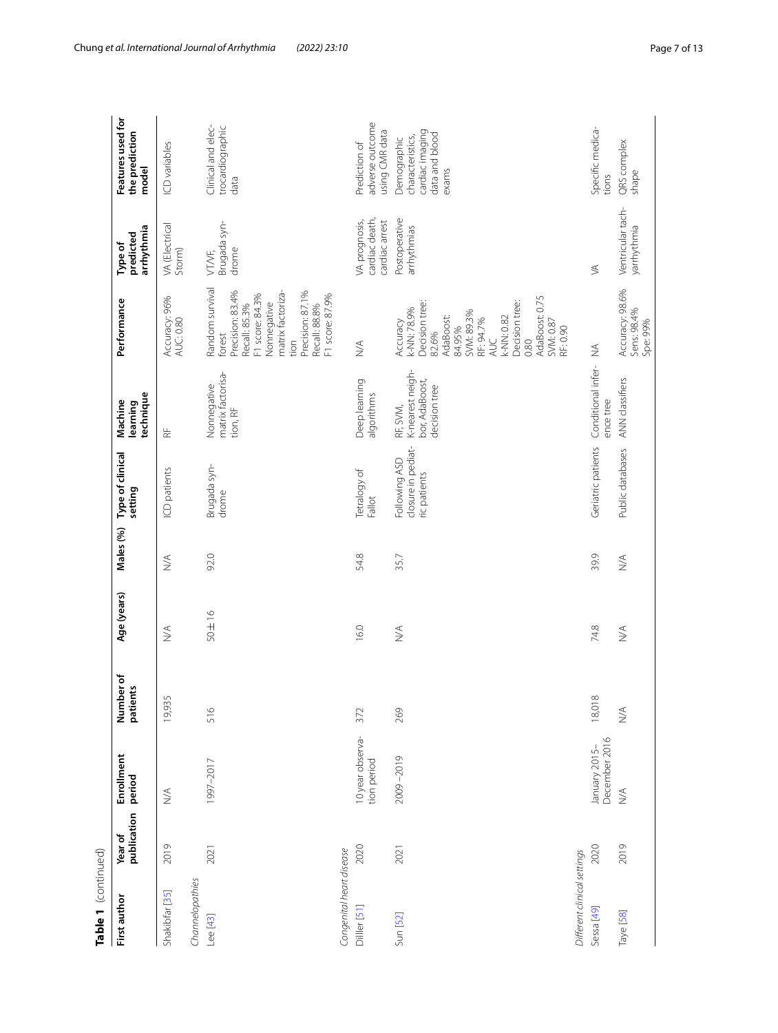**Table 1** (continued)

| First author | Year of publication | Enrollment period | Number of patients | Age (years) | Males (%) | Type of clinical setting | Machine learning technique | Performance | Type of predicted arrhythmia | Features used for the prediction model |
|---|---|---|---|---|---|---|---|---|---|---|
| Shakibfar [35] | 2019 | N/A | 19,935 | N/A | N/A | ICD patients | RF | Accuracy: 96% AUC: 0.80 | VA (Electrical Storm) | ICD variables |
| *Channelopathies* | | | | | | | | | | |
| Lee [43] | 2021 | 1997–2017 | 516 | 50 ± 16 | 92.0 | Brugada syndrome | Nonnegative matrix factorisation, RF | Random survival forest Precision: 83.4% Recall: 85.3% F1 score: 84.3% Nonnegative matrix factorization Precision: 87.1% Recall: 88.8% F1 score: 87.9% | VT/VF, Brugada syndrome | Clinical and electrocardiographic data |
| *Congenital heart disease* | | | | | | | | | | |
| Diller [51] | 2020 | 10 year observation period | 372 | 16.0 | 54.8 | Tetralogy of Fallot | Deep learning algorithms | N/A | VA prognosis, cardiac death, cardiac arrest | Prediction of adverse outcome using CMR data |
| Sun [52] | 2021 | 2009–2019 | 269 | N/A | 35.7 | Following ASD closure in pediatric patients | RF, SVM, K-nearest neighbor, AdaBoost, decision tree | Accuracy k-NN: 78.9% Decision tree: 82.6% AdaBoost: 84.95% SVM: 89.3% RF: 94.7% AUC k-NN: 0.82 Decision tree: 0.80 AdaBoost: 0.75 SVM: 0.87 RF: 0.90 | Postoperative arrhythmias | Demographic characteristics, cardiac imaging data and blood exams |
| *Different clinical settings* | | | | | | | | | | |
| Sessa [49] | 2020 | January 2015–December 2016 | 18,018 | 74.8 | 39.9 | Geriatric patients | Conditional inference tree | NA | VA | Specific medications |
| Taye [58] | 2019 | N/A | N/A | N/A | N/A | Public databases | ANN classifiers | Accuracy: 98.6% Sens: 98.4% Spe: 99% | Ventricular tachyarrhythmia | QRS complex shape |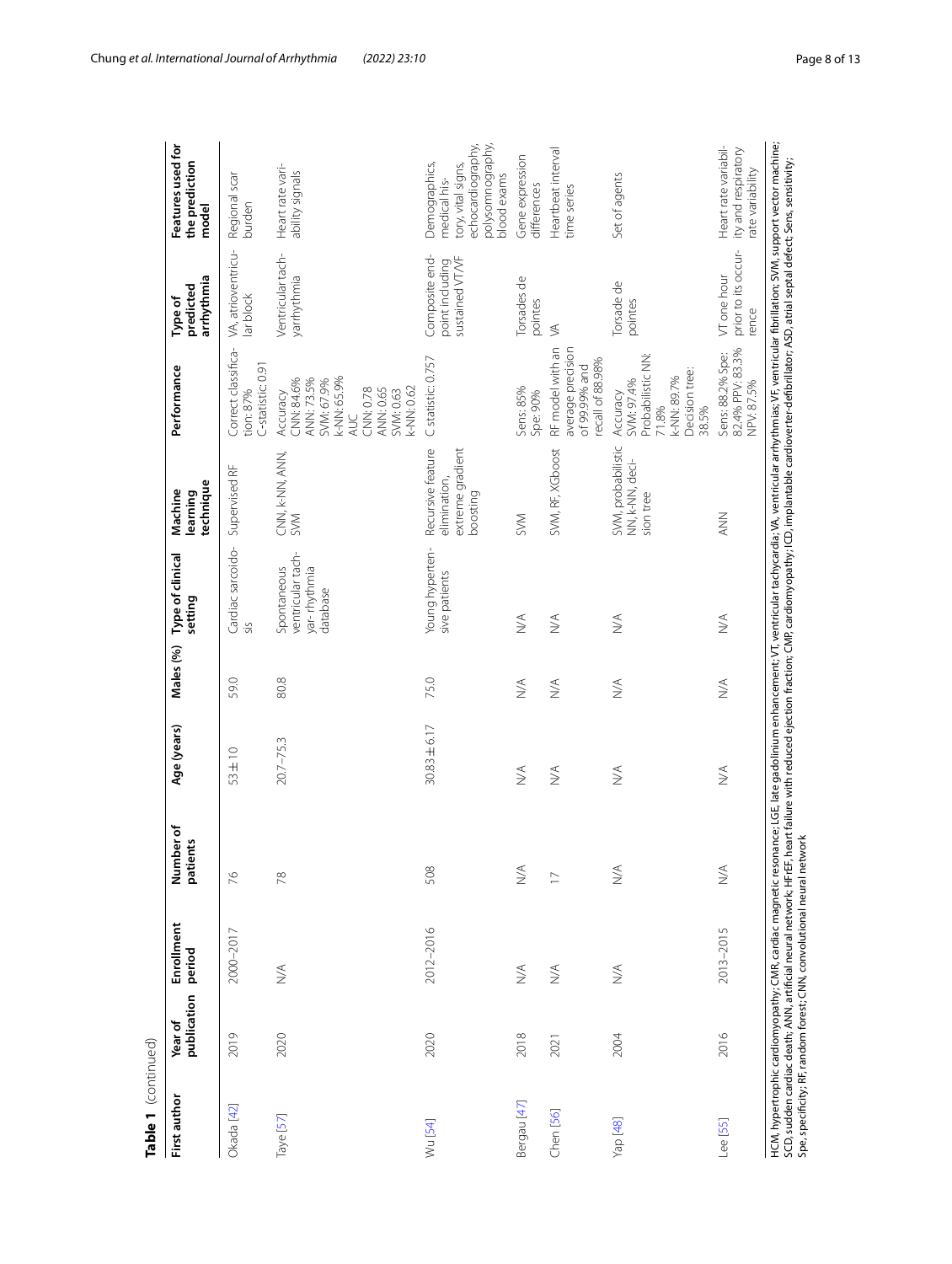**Table 1** (continued)

| First author | Year of publication | Enrollment period | Number of patients | Age (years) | Males (%) | Type of clinical setting | Machine learning technique | Performance | Type of predicted arrhythmia | Features used for the prediction model |
|---|---|---|---|---|---|---|---|---|---|---|
| Okada [42] | 2019 | 2000–2017 | 76 | 53 ± 10 | 59.0 | Cardiac sarcoidosis | Supervised RF | Correct classification: 87% C-statistic: 0.91 | VA, atrioventricular block | Regional scar burden |
| Taye [57] | 2020 | N/A | 78 | 20.7–75.3 | 80.8 | Spontaneous ventricular tachyarrhythmia database | CNN, k-NN, ANN, SVM | Accuracy CNN: 84.6% ANN: 73.5% SVM: 67.9% k-NN: 65.9% AUC CNN: 0.78 ANN: 0.65 SVM: 0.63 k-NN: 0.62 | Ventricular tachyarrhythmia | Heart rate variability signals |
| Wu [54] | 2020 | 2012–2016 | 508 | 30.83 ± 6.17 | 75.0 | Young hypertensive patients | Recursive feature elimination, extreme gradient boosting | C statistic: 0.757 | Composite end-point including sustained VT/VF | Demographics, medical history, vital signs, echocardiography, polysomnography, blood exams |
| Bergau [47] | 2018 | N/A | N/A | N/A | N/A | N/A | SVM | Sens: 85% Spe: 90% | Torsades de pointes | Gene expression differences |
| Chen [56] | 2021 | N/A | 17 | N/A | N/A | N/A | SVM, RF, XGBoost | RF model with an average precision of 99.99% and recall of 88.98% | VA | Heartbeat interval time series |
| Yap [48] | 2004 | N/A | N/A | N/A | N/A | N/A | SVM, probabilistic NN, k-NN, decision tree | Accuracy SVM: 97.4% Probabilistic NN: 71.8% k-NN: 89.7% Decision tree: 38.5% | Torsade de pointes | Set of agents |
| Lee [55] | 2016 | 2013–2015 | N/A | N/A | N/A | N/A | ANN | Sens: 88.2% Spe: 82.4% PPV: 83.3% NPV: 87.5% | VT one hour prior to its occurrence | Heart rate variability and respiratory rate variability |

HCM, hypertrophic cardiomyopathy; CMR, cardiac magnetic resonance; LGE, late gadolinium enhancement; VT, ventricular tachycardia; VA, ventricular arrhythmias; VF, ventricular fibrillation; SVM, support vector machine; SCD, sudden cardiac death; ANN, artificial neural network; HFrEF, heart failure with reduced ejection fraction; CMP, cardiomyopathy; ICD, implantable cardioverter-defibrillator; ASD, atrial septal defect; Sens, sensitivity; Spe, specificity; RF, random forest; CNN, convolutional neural network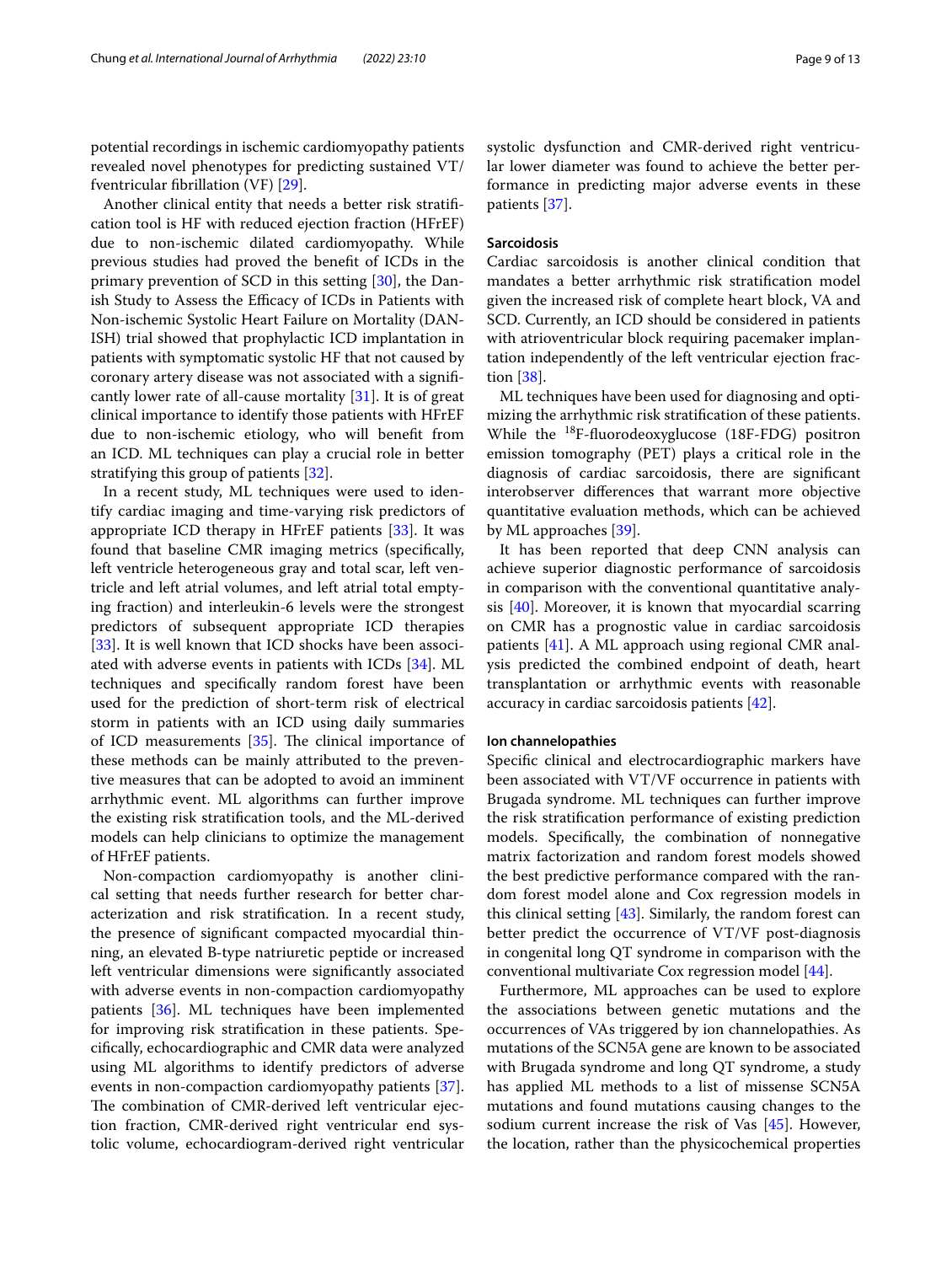potential recordings in ischemic cardiomyopathy patients revealed novel phenotypes for predicting sustained VT/fventricular fibrillation (VF) [29].

Another clinical entity that needs a better risk stratification tool is HF with reduced ejection fraction (HFrEF) due to non-ischemic dilated cardiomyopathy. While previous studies had proved the benefit of ICDs in the primary prevention of SCD in this setting [30], the Danish Study to Assess the Efficacy of ICDs in Patients with Non-ischemic Systolic Heart Failure on Mortality (DANISH) trial showed that prophylactic ICD implantation in patients with symptomatic systolic HF that not caused by coronary artery disease was not associated with a significantly lower rate of all-cause mortality [31]. It is of great clinical importance to identify those patients with HFrEF due to non-ischemic etiology, who will benefit from an ICD. ML techniques can play a crucial role in better stratifying this group of patients [32].

In a recent study, ML techniques were used to identify cardiac imaging and time-varying risk predictors of appropriate ICD therapy in HFrEF patients [33]. It was found that baseline CMR imaging metrics (specifically, left ventricle heterogeneous gray and total scar, left ventricle and left atrial volumes, and left atrial total emptying fraction) and interleukin-6 levels were the strongest predictors of subsequent appropriate ICD therapies [33]. It is well known that ICD shocks have been associated with adverse events in patients with ICDs [34]. ML techniques and specifically random forest have been used for the prediction of short-term risk of electrical storm in patients with an ICD using daily summaries of ICD measurements [35]. The clinical importance of these methods can be mainly attributed to the preventive measures that can be adopted to avoid an imminent arrhythmic event. ML algorithms can further improve the existing risk stratification tools, and the ML-derived models can help clinicians to optimize the management of HFrEF patients.

Non-compaction cardiomyopathy is another clinical setting that needs further research for better characterization and risk stratification. In a recent study, the presence of significant compacted myocardial thinning, an elevated B-type natriuretic peptide or increased left ventricular dimensions were significantly associated with adverse events in non-compaction cardiomyopathy patients [36]. ML techniques have been implemented for improving risk stratification in these patients. Specifically, echocardiographic and CMR data were analyzed using ML algorithms to identify predictors of adverse events in non-compaction cardiomyopathy patients [37]. The combination of CMR-derived left ventricular ejection fraction, CMR-derived right ventricular end systolic volume, echocardiogram-derived right ventricular systolic dysfunction and CMR-derived right ventricular lower diameter was found to achieve the better performance in predicting major adverse events in these patients [37].

### Sarcoidosis

Cardiac sarcoidosis is another clinical condition that mandates a better arrhythmic risk stratification model given the increased risk of complete heart block, VA and SCD. Currently, an ICD should be considered in patients with atrioventricular block requiring pacemaker implantation independently of the left ventricular ejection fraction [38].

ML techniques have been used for diagnosing and optimizing the arrhythmic risk stratification of these patients. While the $^{18}$F-fluorodeoxyglucose (18F-FDG) positron emission tomography (PET) plays a critical role in the diagnosis of cardiac sarcoidosis, there are significant interobserver differences that warrant more objective quantitative evaluation methods, which can be achieved by ML approaches [39].

It has been reported that deep CNN analysis can achieve superior diagnostic performance of sarcoidosis in comparison with the conventional quantitative analysis [40]. Moreover, it is known that myocardial scarring on CMR has a prognostic value in cardiac sarcoidosis patients [41]. A ML approach using regional CMR analysis predicted the combined endpoint of death, heart transplantation or arrhythmic events with reasonable accuracy in cardiac sarcoidosis patients [42].

### Ion channelopathies

Specific clinical and electrocardiographic markers have been associated with VT/VF occurrence in patients with Brugada syndrome. ML techniques can further improve the risk stratification performance of existing prediction models. Specifically, the combination of nonnegative matrix factorization and random forest models showed the best predictive performance compared with the random forest model alone and Cox regression models in this clinical setting [43]. Similarly, the random forest can better predict the occurrence of VT/VF post-diagnosis in congenital long QT syndrome in comparison with the conventional multivariate Cox regression model [44].

Furthermore, ML approaches can be used to explore the associations between genetic mutations and the occurrences of VAs triggered by ion channelopathies. As mutations of the SCN5A gene are known to be associated with Brugada syndrome and long QT syndrome, a study has applied ML methods to a list of missense SCN5A mutations and found mutations causing changes to the sodium current increase the risk of Vas [45]. However, the location, rather than the physicochemical properties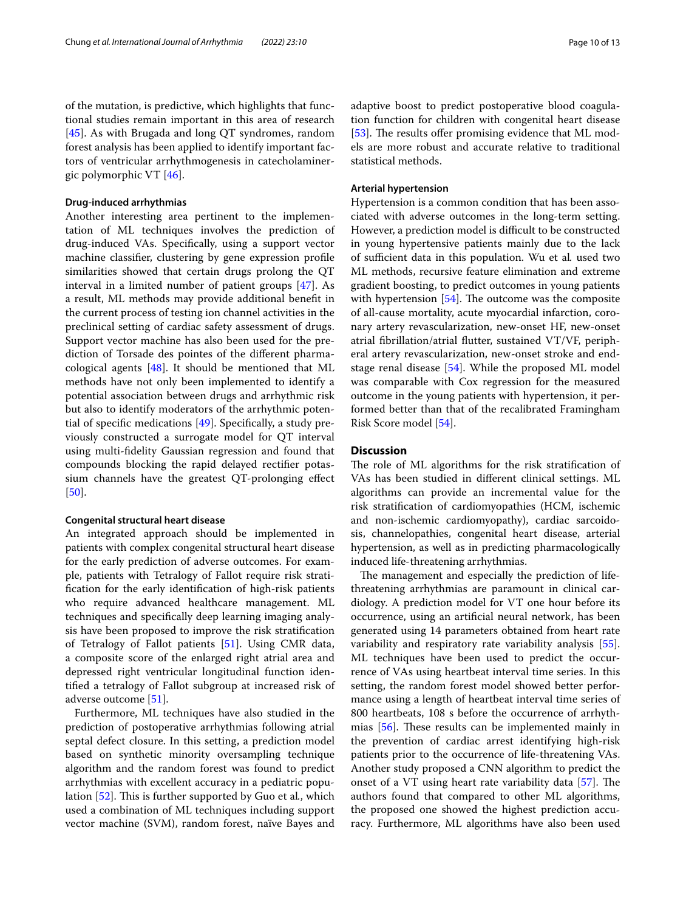of the mutation, is predictive, which highlights that functional studies remain important in this area of research [45]. As with Brugada and long QT syndromes, random forest analysis has been applied to identify important factors of ventricular arrhythmogenesis in catecholaminergic polymorphic VT [46].

#### Drug-induced arrhythmias

Another interesting area pertinent to the implementation of ML techniques involves the prediction of drug-induced VAs. Specifically, using a support vector machine classifier, clustering by gene expression profile similarities showed that certain drugs prolong the QT interval in a limited number of patient groups [47]. As a result, ML methods may provide additional benefit in the current process of testing ion channel activities in the preclinical setting of cardiac safety assessment of drugs. Support vector machine has also been used for the prediction of Torsade des pointes of the different pharmacological agents [48]. It should be mentioned that ML methods have not only been implemented to identify a potential association between drugs and arrhythmic risk but also to identify moderators of the arrhythmic potential of specific medications [49]. Specifically, a study previously constructed a surrogate model for QT interval using multi-fidelity Gaussian regression and found that compounds blocking the rapid delayed rectifier potassium channels have the greatest QT-prolonging effect [50].

#### Congenital structural heart disease

An integrated approach should be implemented in patients with complex congenital structural heart disease for the early prediction of adverse outcomes. For example, patients with Tetralogy of Fallot require risk stratification for the early identification of high-risk patients who require advanced healthcare management. ML techniques and specifically deep learning imaging analysis have been proposed to improve the risk stratification of Tetralogy of Fallot patients [51]. Using CMR data, a composite score of the enlarged right atrial area and depressed right ventricular longitudinal function identified a tetralogy of Fallot subgroup at increased risk of adverse outcome [51].

Furthermore, ML techniques have also studied in the prediction of postoperative arrhythmias following atrial septal defect closure. In this setting, a prediction model based on synthetic minority oversampling technique algorithm and the random forest was found to predict arrhythmias with excellent accuracy in a pediatric population [52]. This is further supported by Guo et al., which used a combination of ML techniques including support vector machine (SVM), random forest, naïve Bayes and adaptive boost to predict postoperative blood coagulation function for children with congenital heart disease [53]. The results offer promising evidence that ML models are more robust and accurate relative to traditional statistical methods.

#### Arterial hypertension

Hypertension is a common condition that has been associated with adverse outcomes in the long-term setting. However, a prediction model is difficult to be constructed in young hypertensive patients mainly due to the lack of sufficient data in this population. Wu et al. used two ML methods, recursive feature elimination and extreme gradient boosting, to predict outcomes in young patients with hypertension [54]. The outcome was the composite of all-cause mortality, acute myocardial infarction, coronary artery revascularization, new-onset HF, new-onset atrial fibrillation/atrial flutter, sustained VT/VF, peripheral artery revascularization, new-onset stroke and end-stage renal disease [54]. While the proposed ML model was comparable with Cox regression for the measured outcome in the young patients with hypertension, it performed better than that of the recalibrated Framingham Risk Score model [54].

## Discussion

The role of ML algorithms for the risk stratification of VAs has been studied in different clinical settings. ML algorithms can provide an incremental value for the risk stratification of cardiomyopathies (HCM, ischemic and non-ischemic cardiomyopathy), cardiac sarcoidosis, channelopathies, congenital heart disease, arterial hypertension, as well as in predicting pharmacologically induced life-threatening arrhythmias.

The management and especially the prediction of life-threatening arrhythmias are paramount in clinical cardiology. A prediction model for VT one hour before its occurrence, using an artificial neural network, has been generated using 14 parameters obtained from heart rate variability and respiratory rate variability analysis [55]. ML techniques have been used to predict the occurrence of VAs using heartbeat interval time series. In this setting, the random forest model showed better performance using a length of heartbeat interval time series of 800 heartbeats, 108 s before the occurrence of arrhythmias [56]. These results can be implemented mainly in the prevention of cardiac arrest identifying high-risk patients prior to the occurrence of life-threatening VAs. Another study proposed a CNN algorithm to predict the onset of a VT using heart rate variability data [57]. The authors found that compared to other ML algorithms, the proposed one showed the highest prediction accuracy. Furthermore, ML algorithms have also been used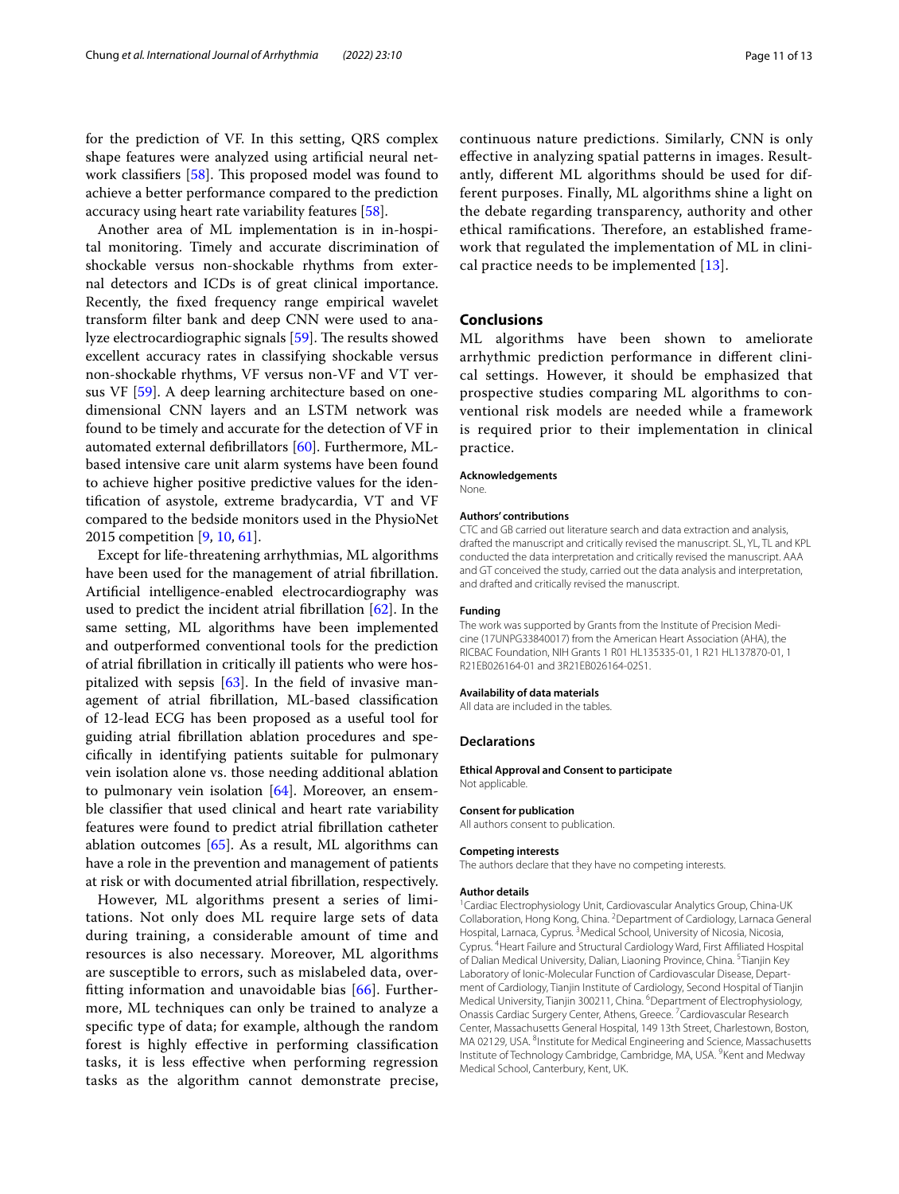for the prediction of VF. In this setting, QRS complex shape features were analyzed using artificial neural network classifiers [58]. This proposed model was found to achieve a better performance compared to the prediction accuracy using heart rate variability features [58].

Another area of ML implementation is in in-hospital monitoring. Timely and accurate discrimination of shockable versus non-shockable rhythms from external detectors and ICDs is of great clinical importance. Recently, the fixed frequency range empirical wavelet transform filter bank and deep CNN were used to analyze electrocardiographic signals [59]. The results showed excellent accuracy rates in classifying shockable versus non-shockable rhythms, VF versus non-VF and VT versus VF [59]. A deep learning architecture based on one-dimensional CNN layers and an LSTM network was found to be timely and accurate for the detection of VF in automated external defibrillators [60]. Furthermore, ML-based intensive care unit alarm systems have been found to achieve higher positive predictive values for the identification of asystole, extreme bradycardia, VT and VF compared to the bedside monitors used in the PhysioNet 2015 competition [9, 10, 61].

Except for life-threatening arrhythmias, ML algorithms have been used for the management of atrial fibrillation. Artificial intelligence-enabled electrocardiography was used to predict the incident atrial fibrillation [62]. In the same setting, ML algorithms have been implemented and outperformed conventional tools for the prediction of atrial fibrillation in critically ill patients who were hospitalized with sepsis [63]. In the field of invasive management of atrial fibrillation, ML-based classification of 12-lead ECG has been proposed as a useful tool for guiding atrial fibrillation ablation procedures and specifically in identifying patients suitable for pulmonary vein isolation alone vs. those needing additional ablation to pulmonary vein isolation [64]. Moreover, an ensemble classifier that used clinical and heart rate variability features were found to predict atrial fibrillation catheter ablation outcomes [65]. As a result, ML algorithms can have a role in the prevention and management of patients at risk or with documented atrial fibrillation, respectively.

However, ML algorithms present a series of limitations. Not only does ML require large sets of data during training, a considerable amount of time and resources is also necessary. Moreover, ML algorithms are susceptible to errors, such as mislabeled data, overfitting information and unavoidable bias [66]. Furthermore, ML techniques can only be trained to analyze a specific type of data; for example, although the random forest is highly effective in performing classification tasks, it is less effective when performing regression tasks as the algorithm cannot demonstrate precise, continuous nature predictions. Similarly, CNN is only effective in analyzing spatial patterns in images. Resultantly, different ML algorithms should be used for different purposes. Finally, ML algorithms shine a light on the debate regarding transparency, authority and other ethical ramifications. Therefore, an established framework that regulated the implementation of ML in clinical practice needs to be implemented [13].

## Conclusions

ML algorithms have been shown to ameliorate arrhythmic prediction performance in different clinical settings. However, it should be emphasized that prospective studies comparing ML algorithms to conventional risk models are needed while a framework is required prior to their implementation in clinical practice.

#### Acknowledgements

None.

#### Authors' contributions

CTC and GB carried out literature search and data extraction and analysis, drafted the manuscript and critically revised the manuscript. SL, YL, TL and KPL conducted the data interpretation and critically revised the manuscript. AAA and GT conceived the study, carried out the data analysis and interpretation, and drafted and critically revised the manuscript.

#### Funding

The work was supported by Grants from the Institute of Precision Medicine (17UNPG33840017) from the American Heart Association (AHA), the RICBAC Foundation, NIH Grants 1 R01 HL135335-01, 1 R21 HL137870-01, 1 R21EB026164-01 and 3R21EB026164-02S1.

#### Availability of data materials

All data are included in the tables.

### Declarations

#### Ethical Approval and Consent to participate

Not applicable.

#### Consent for publication

All authors consent to publication.

#### Competing interests

The authors declare that they have no competing interests.

#### Author details

[1]Cardiac Electrophysiology Unit, Cardiovascular Analytics Group, China-UK Collaboration, Hong Kong, China. [2]Department of Cardiology, Larnaca General Hospital, Larnaca, Cyprus. [3]Medical School, University of Nicosia, Nicosia, Cyprus. [4]Heart Failure and Structural Cardiology Ward, First Affiliated Hospital of Dalian Medical University, Dalian, Liaoning Province, China. [5]Tianjin Key Laboratory of Ionic-Molecular Function of Cardiovascular Disease, Department of Cardiology, Tianjin Institute of Cardiology, Second Hospital of Tianjin Medical University, Tianjin 300211, China. [6]Department of Electrophysiology, Onassis Cardiac Surgery Center, Athens, Greece. [7]Cardiovascular Research Center, Massachusetts General Hospital, 149 13th Street, Charlestown, Boston, MA 02129, USA. [8]Institute for Medical Engineering and Science, Massachusetts Institute of Technology Cambridge, Cambridge, MA, USA. [9]Kent and Medway Medical School, Canterbury, Kent, UK.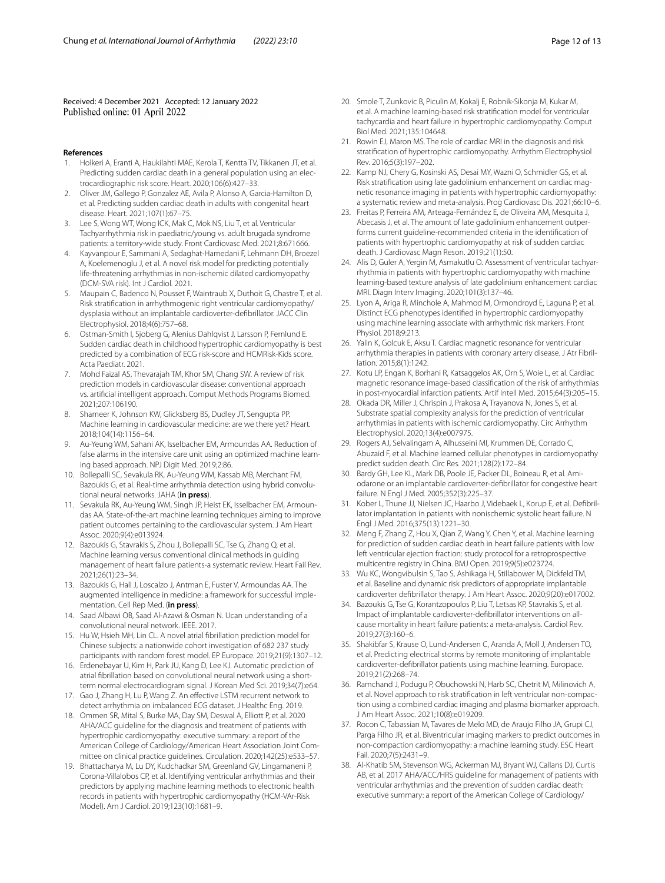Received: 4 December 2021 Accepted: 12 January 2022
Published online: 01 April 2022

## References

1. Holkeri A, Eranti A, Haukilahti MAE, Kerola T, Kentta TV, Tikkanen JT, et al. Predicting sudden cardiac death in a general population using an electrocardiographic risk score. Heart. 2020;106(6):427–33.
2. Oliver JM, Gallego P, Gonzalez AE, Avila P, Alonso A, Garcia-Hamilton D, et al. Predicting sudden cardiac death in adults with congenital heart disease. Heart. 2021;107(1):67–75.
3. Lee S, Wong WT, Wong ICK, Mak C, Mok NS, Liu T, et al. Ventricular Tachyarrhythmia risk in paediatric/young vs. adult brugada syndrome patients: a territory-wide study. Front Cardiovasc Med. 2021;8:671666.
4. Kayvanpour E, Sammani A, Sedaghat-Hamedani F, Lehmann DH, Broezel A, Koelemenoglu J, et al. A novel risk model for predicting potentially life-threatening arrhythmias in non-ischemic dilated cardiomyopathy (DCM-SVA risk). Int J Cardiol. 2021.
5. Maupain C, Badenco N, Pousset F, Waintraub X, Duthoit G, Chastre T, et al. Risk stratification in arrhythmogenic right ventricular cardiomyopathy/dysplasia without an implantable cardioverter-defibrillator. JACC Clin Electrophysiol. 2018;4(6):757–68.
6. Ostman-Smith I, Sjoberg G, Alenius Dahlqvist J, Larsson P, Fernlund E. Sudden cardiac death in childhood hypertrophic cardiomyopathy is best predicted by a combination of ECG risk-score and HCMRisk-Kids score. Acta Paediatr. 2021.
7. Mohd Faizal AS, Thevarajah TM, Khor SM, Chang SW. A review of risk prediction models in cardiovascular disease: conventional approach vs. artificial intelligent approach. Comput Methods Programs Biomed. 2021;207:106190.
8. Shameer K, Johnson KW, Glicksberg BS, Dudley JT, Sengupta PP. Machine learning in cardiovascular medicine: are we there yet? Heart. 2018;104(14):1156–64.
9. Au-Yeung WM, Sahani AK, Isselbacher EM, Armoundas AA. Reduction of false alarms in the intensive care unit using an optimized machine learning based approach. NPJ Digit Med. 2019;2:86.
10. Bollepalli SC, Sevakula RK, Au-Yeung WM, Kassab MB, Merchant FM, Bazoukis G, et al. Real-time arrhythmia detection using hybrid convolutional neural networks. JAHA (**in press**).
11. Sevakula RK, Au-Yeung WM, Singh JP, Heist EK, Isselbacher EM, Armoundas AA. State-of-the-art machine learning techniques aiming to improve patient outcomes pertaining to the cardiovascular system. J Am Heart Assoc. 2020;9(4):e013924.
12. Bazoukis G, Stavrakis S, Zhou J, Bollepalli SC, Tse G, Zhang Q, et al. Machine learning versus conventional clinical methods in guiding management of heart failure patients-a systematic review. Heart Fail Rev. 2021;26(1):23–34.
13. Bazoukis G, Hall J, Loscalzo J, Antman E, Fuster V, Armoundas AA. The augmented intelligence in medicine: a framework for successful implementation. Cell Rep Med. (**in press**).
14. Saad Albawi OB, Saad Al-Azawi & Osman N. Ucan understanding of a convolutional neural network. IEEE. 2017.
15. Hu W, Hsieh MH, Lin CL. A novel atrial fibrillation prediction model for Chinese subjects: a nationwide cohort investigation of 682 237 study participants with random forest model. EP Europace. 2019;21(9):1307–12.
16. Erdenebayar U, Kim H, Park JU, Kang D, Lee KJ. Automatic prediction of atrial fibrillation based on convolutional neural network using a short-term normal electrocardiogram signal. J Korean Med Sci. 2019;34(7):e64.
17. Gao J, Zhang H, Lu P, Wang Z. An effective LSTM recurrent network to detect arrhythmia on imbalanced ECG dataset. J Healthc Eng. 2019.
18. Ommen SR, Mital S, Burke MA, Day SM, Deswal A, Elliott P, et al. 2020 AHA/ACC guideline for the diagnosis and treatment of patients with hypertrophic cardiomyopathy: executive summary: a report of the American College of Cardiology/American Heart Association Joint Committee on clinical practice guidelines. Circulation. 2020;142(25):e533–57.
19. Bhattacharya M, Lu DY, Kudchadkar SM, Greenland GV, Lingamaneni P, Corona-Villalobos CP, et al. Identifying ventricular arrhythmias and their predictors by applying machine learning methods to electronic health records in patients with hypertrophic cardiomyopathy (HCM-VAr-Risk Model). Am J Cardiol. 2019;123(10):1681–9.
20. Smole T, Zunkovic B, Piculin M, Kokalj E, Robnik-Sikonja M, Kukar M, et al. A machine learning-based risk stratification model for ventricular tachycardia and heart failure in hypertrophic cardiomyopathy. Comput Biol Med. 2021;135:104648.
21. Rowin EJ, Maron MS. The role of cardiac MRI in the diagnosis and risk stratification of hypertrophic cardiomyopathy. Arrhythm Electrophysiol Rev. 2016;5(3):197–202.
22. Kamp NJ, Chery G, Kosinski AS, Desai MY, Wazni O, Schmidler GS, et al. Risk stratification using late gadolinium enhancement on cardiac magnetic resonance imaging in patients with hypertrophic cardiomyopathy: a systematic review and meta-analysis. Prog Cardiovasc Dis. 2021;66:10–6.
23. Freitas P, Ferreira AM, Arteaga-Fernández E, de Oliveira AM, Mesquita J, Abecasis J, et al. The amount of late gadolinium enhancement outperforms current guideline-recommended criteria in the identification of patients with hypertrophic cardiomyopathy at risk of sudden cardiac death. J Cardiovasc Magn Reson. 2019;21(1):50.
24. Alis D, Guler A, Yergin M, Asmakutlu O. Assessment of ventricular tachyarrhythmia in patients with hypertrophic cardiomyopathy with machine learning-based texture analysis of late gadolinium enhancement cardiac MRI. Diagn Interv Imaging. 2020;101(3):137–46.
25. Lyon A, Ariga R, Minchole A, Mahmod M, Ormondroyd E, Laguna P, et al. Distinct ECG phenotypes identified in hypertrophic cardiomyopathy using machine learning associate with arrhythmic risk markers. Front Physiol. 2018;9:213.
26. Yalin K, Golcuk E, Aksu T. Cardiac magnetic resonance for ventricular arrhythmia therapies in patients with coronary artery disease. J Atr Fibrillation. 2015;8(1):1242.
27. Kotu LP, Engan K, Borhani R, Katsaggelos AK, Orn S, Woie L, et al. Cardiac magnetic resonance image-based classification of the risk of arrhythmias in post-myocardial infarction patients. Artif Intell Med. 2015;64(3):205–15.
28. Okada DR, Miller J, Chrispin J, Prakosa A, Trayanova N, Jones S, et al. Substrate spatial complexity analysis for the prediction of ventricular arrhythmias in patients with ischemic cardiomyopathy. Circ Arrhythm Electrophysiol. 2020;13(4):e007975.
29. Rogers AJ, Selvalingam A, Alhusseini MI, Krummen DE, Corrado C, Abuzaid F, et al. Machine learned cellular phenotypes in cardiomyopathy predict sudden death. Circ Res. 2021;128(2):172–84.
30. Bardy GH, Lee KL, Mark DB, Poole JE, Packer DL, Boineau R, et al. Amiodarone or an implantable cardioverter-defibrillator for congestive heart failure. N Engl J Med. 2005;352(3):225–37.
31. Kober L, Thune JJ, Nielsen JC, Haarbo J, Videbaek L, Korup E, et al. Defibrillator implantation in patients with nonischemic systolic heart failure. N Engl J Med. 2016;375(13):1221–30.
32. Meng F, Zhang Z, Hou X, Qian Z, Wang Y, Chen Y, et al. Machine learning for prediction of sudden cardiac death in heart failure patients with low left ventricular ejection fraction: study protocol for a retroprospective multicentre registry in China. BMJ Open. 2019;9(5):e023724.
33. Wu KC, Wongvibulsin S, Tao S, Ashikaga H, Stillabower M, Dickfeld TM, et al. Baseline and dynamic risk predictors of appropriate implantable cardioverter defibrillator therapy. J Am Heart Assoc. 2020;9(20):e017002.
34. Bazoukis G, Tse G, Korantzopoulos P, Liu T, Letsas KP, Stavrakis S, et al. Impact of implantable cardioverter-defibrillator interventions on all-cause mortality in heart failure patients: a meta-analysis. Cardiol Rev. 2019;27(3):160–6.
35. Shakibfar S, Krause O, Lund-Andersen C, Aranda A, Moll J, Andersen TO, et al. Predicting electrical storms by remote monitoring of implantable cardioverter-defibrillator patients using machine learning. Europace. 2019;21(2):268–74.
36. Ramchand J, Podugu P, Obuchowski N, Harb SC, Chetrit M, Milinovich A, et al. Novel approach to risk stratification in left ventricular non-compaction using a combined cardiac imaging and plasma biomarker approach. J Am Heart Assoc. 2021;10(8):e019209.
37. Rocon C, Tabassian M, Tavares de Melo MD, de Araujo Filho JA, Grupi CJ, Parga Filho JR, et al. Biventricular imaging markers to predict outcomes in non-compaction cardiomyopathy: a machine learning study. ESC Heart Fail. 2020;7(5):2431–9.
38. Al-Khatib SM, Stevenson WG, Ackerman MJ, Bryant WJ, Callans DJ, Curtis AB, et al. 2017 AHA/ACC/HRS guideline for management of patients with ventricular arrhythmias and the prevention of sudden cardiac death: executive summary: a report of the American College of Cardiology/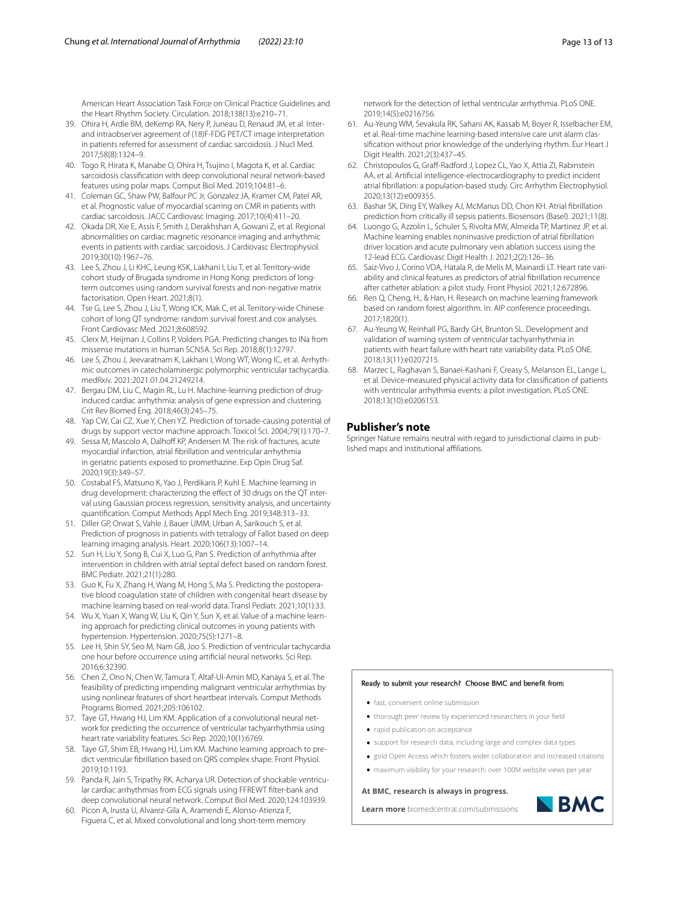American Heart Association Task Force on Clinical Practice Guidelines and the Heart Rhythm Society. Circulation. 2018;138(13):e210–71.

39. Ohira H, Ardle BM, deKemp RA, Nery P, Juneau D, Renaud JM, et al. Inter- and intraobserver agreement of (18)F-FDG PET/CT image interpretation in patients referred for assessment of cardiac sarcoidosis. J Nucl Med. 2017;58(8):1324–9.
40. Togo R, Hirata K, Manabe O, Ohira H, Tsujino I, Magota K, et al. Cardiac sarcoidosis classification with deep convolutional neural network-based features using polar maps. Comput Biol Med. 2019;104:81–6.
41. Coleman GC, Shaw PW, Balfour PC Jr, Gonzalez JA, Kramer CM, Patel AR, et al. Prognostic value of myocardial scarring on CMR in patients with cardiac sarcoidosis. JACC Cardiovasc Imaging. 2017;10(4):411–20.
42. Okada DR, Xie E, Assis F, Smith J, Derakhshan A, Gowani Z, et al. Regional abnormalities on cardiac magnetic resonance imaging and arrhythmic events in patients with cardiac sarcoidosis. J Cardiovasc Electrophysiol. 2019;30(10):1967–76.
43. Lee S, Zhou J, Li KHC, Leung KSK, Lakhani I, Liu T, et al. Territory-wide cohort study of Brugada syndrome in Hong Kong: predictors of long-term outcomes using random survival forests and non-negative matrix factorisation. Open Heart. 2021;8(1).
44. Tse G, Lee S, Zhou J, Liu T, Wong ICK, Mak C, et al. Territory-wide Chinese cohort of long QT syndrome: random survival forest and cox analyses. Front Cardiovasc Med. 2021;8:608592.
45. Clerx M, Heijman J, Collins P, Volders PGA. Predicting changes to INa from missense mutations in human SCN5A. Sci Rep. 2018;8(1):12797.
46. Lee S, Zhou J, Jeevaratnam K, Lakhani I, Wong WT, Wong IC, et al. Arrhythmic outcomes in catecholaminergic polymorphic ventricular tachycardia. medRxiv. 2021:2021.01.04.21249214.
47. Bergau DM, Liu C, Magin RL, Lu H. Machine-learning prediction of drug-induced cardiac arrhythmia: analysis of gene expression and clustering. Crit Rev Biomed Eng. 2018;46(3):245–75.
48. Yap CW, Cai CZ, Xue Y, Chen YZ. Prediction of torsade-causing potential of drugs by support vector machine approach. Toxicol Sci. 2004;79(1):170–7.
49. Sessa M, Mascolo A, Dalhoff KP, Andersen M. The risk of fractures, acute myocardial infarction, atrial fibrillation and ventricular arrhythmia in geriatric patients exposed to promethazine. Exp Opin Drug Saf. 2020;19(3):349–57.
50. Costabal FS, Matsuno K, Yao J, Perdikaris P, Kuhl E. Machine learning in drug development: characterizing the effect of 30 drugs on the QT interval using Gaussian process regression, sensitivity analysis, and uncertainty quantification. Comput Methods Appl Mech Eng. 2019;348:313–33.
51. Diller GP, Orwat S, Vahle J, Bauer UMM, Urban A, Sarikouch S, et al. Prediction of prognosis in patients with tetralogy of Fallot based on deep learning imaging analysis. Heart. 2020;106(13):1007–14.
52. Sun H, Liu Y, Song B, Cui X, Luo G, Pan S. Prediction of arrhythmia after intervention in children with atrial septal defect based on random forest. BMC Pediatr. 2021;21(1):280.
53. Guo K, Fu X, Zhang H, Wang M, Hong S, Ma S. Predicting the postoperative blood coagulation state of children with congenital heart disease by machine learning based on real-world data. Transl Pediatr. 2021;10(1):33.
54. Wu X, Yuan X, Wang W, Liu K, Qin Y, Sun X, et al. Value of a machine learning approach for predicting clinical outcomes in young patients with hypertension. Hypertension. 2020;75(5):1271–8.
55. Lee H, Shin SY, Seo M, Nam GB, Joo S. Prediction of ventricular tachycardia one hour before occurrence using artificial neural networks. Sci Rep. 2016;6:32390.
56. Chen Z, Ono N, Chen W, Tamura T, Altaf-Ul-Amin MD, Kanaya S, et al. The feasibility of predicting impending malignant ventricular arrhythmias by using nonlinear features of short heartbeat intervals. Comput Methods Programs Biomed. 2021;205:106102.
57. Taye GT, Hwang HJ, Lim KM. Application of a convolutional neural network for predicting the occurrence of ventricular tachyarrhythmia using heart rate variability features. Sci Rep. 2020;10(1):6769.
58. Taye GT, Shim EB, Hwang HJ, Lim KM. Machine learning approach to predict ventricular fibrillation based on QRS complex shape. Front Physiol. 2019;10:1193.
59. Panda R, Jain S, Tripathy RK, Acharya UR. Detection of shockable ventricular cardiac arrhythmias from ECG signals using FFREWT filter-bank and deep convolutional neural network. Comput Biol Med. 2020;124:103939.
60. Picon A, Irusta U, Alvarez-Gila A, Aramendi E, Alonso-Atienza F, Figuera C, et al. Mixed convolutional and long short-term memory network for the detection of lethal ventricular arrhythmia. PLoS ONE. 2019;14(5):e0216756.
61. Au-Yeung WM, Sevakula RK, Sahani AK, Kassab M, Boyer R, Isselbacher EM, et al. Real-time machine learning-based intensive care unit alarm classification without prior knowledge of the underlying rhythm. Eur Heart J Digit Health. 2021;2(3):437–45.
62. Christopoulos G, Graff-Radford J, Lopez CL, Yao X, Attia ZI, Rabinstein AA, et al. Artificial intelligence-electrocardiography to predict incident atrial fibrillation: a population-based study. Circ Arrhythm Electrophysiol. 2020;13(12):e009355.
63. Bashar SK, Ding EY, Walkey AJ, McManus DD, Chon KH. Atrial fibrillation prediction from critically ill sepsis patients. Biosensors (Basel). 2021;11(8).
64. Luongo G, Azzolin L, Schuler S, Rivolta MW, Almeida TP, Martinez JP, et al. Machine learning enables noninvasive prediction of atrial fibrillation driver location and acute pulmonary vein ablation success using the 12-lead ECG. Cardiovasc Digit Health J. 2021;2(2):126–36.
65. Saiz-Vivo J, Corino VDA, Hatala R, de Melis M, Mainardi LT. Heart rate variability and clinical features as predictors of atrial fibrillation recurrence after catheter ablation: a pilot study. Front Physiol. 2021;12:672896.
66. Ren Q, Cheng, H., & Han, H. Research on machine learning framework based on random forest algorithm. In: AIP conference proceedings. 2017;1820(1).
67. Au-Yeung W, Reinhall PG, Bardy GH, Brunton SL. Development and validation of warning system of ventricular tachyarrhythmia in patients with heart failure with heart rate variability data. PLoS ONE. 2018;13(11):e0207215.
68. Marzec L, Raghavan S, Banaei-Kashani F, Creasy S, Melanson EL, Lange L, et al. Device-measured physical activity data for classification of patients with ventricular arrhythmia events: a pilot investigation. PLoS ONE. 2018;13(10):e0206153.

## Publisher's note

Springer Nature remains neutral with regard to jurisdictional claims in published maps and institutional affiliations.

Ready to submit your research? Choose BMC and benefit from:

- fast, convenient online submission
- thorough peer review by experienced researchers in your field
- rapid publication on acceptance
- support for research data, including large and complex data types
- gold Open Access which fosters wider collaboration and increased citations
- maximum visibility for your research: over 100M website views per year

**At BMC, research is always in progress.**

**Learn more** biomedcentral.com/submissions

BMC